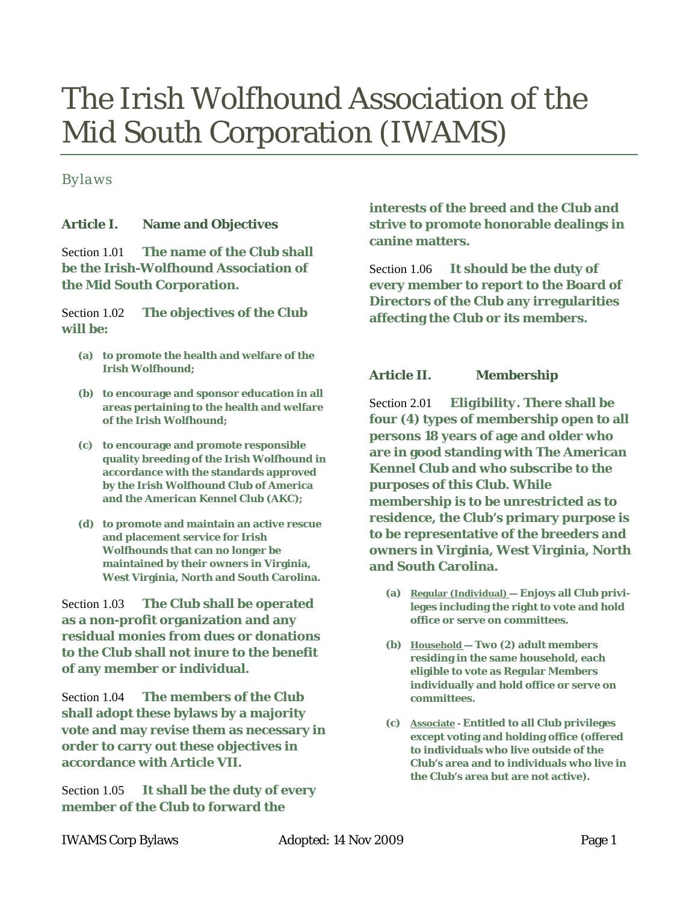# The Irish Wolfhound Association of the Mid South Corporation (IWAMS)

*Bylaws*

## Article I. Name and Objectives

Section 1.01 **The name of the Club shall be the Irish-Wolfhound Association of the Mid South Corporation.**

Section 1.02 **The objectives of the Club will be:**

- **(a)** **to promote the health and welfare of the Irish Wolfhound;**
- **(b)** **to encourage and sponsor education in all areas pertaining to the health and welfare of the Irish Wolfhound;**
- **(c)** **to encourage and promote responsible quality breeding of the Irish Wolfhound in accordance with the standards approved by the Irish Wolfhound Club of America and the American Kennel Club (AKC);**
- **(d)** **to promote and maintain an active rescue and placement service for Irish Wolfhounds that can no longer be maintained by their owners in Virginia, West Virginia, North and South Carolina.**

Section 1.03 **The Club shall be operated as a non-profit organization and any residual monies from dues or donations to the Club shall not inure to the benefit of any member or individual.**

Section 1.04 **The members of the Club shall adopt these bylaws by a majority vote and may revise them as necessary in order to carry out these objectives in accordance with Article VII.**

Section 1.05 **It shall be the duty of every member of the Club to forward the interests of the breed and the Club and strive to promote honorable dealings in canine matters.**

Section 1.06 **It should be the duty of every member to report to the Board of Directors of the Club any irregularities affecting the Club or its members.**

## Article II. Membership

Section 2.01 **Eligibility. There shall be four (4) types of membership open to all persons 18 years of age and older who are in good standing with The American Kennel Club and who subscribe to the purposes of this Club. While membership is to be unrestricted as to residence, the Club's primary purpose is to be representative of the breeders and owners in Virginia, West Virginia, North and South Carolina.**

- **(a)** **Regular (Individual) — Enjoys all Club privileges including the right to vote and hold office or serve on committees.**
- **(b)** **Household — Two (2) adult members residing in the same household, each eligible to vote as Regular Members individually and hold office or serve on committees.**
- **(c)** **Associate - Entitled to all Club privileges except voting and holding office (offered to individuals who live outside of the Club's area and to individuals who live in the Club's area but are not active).**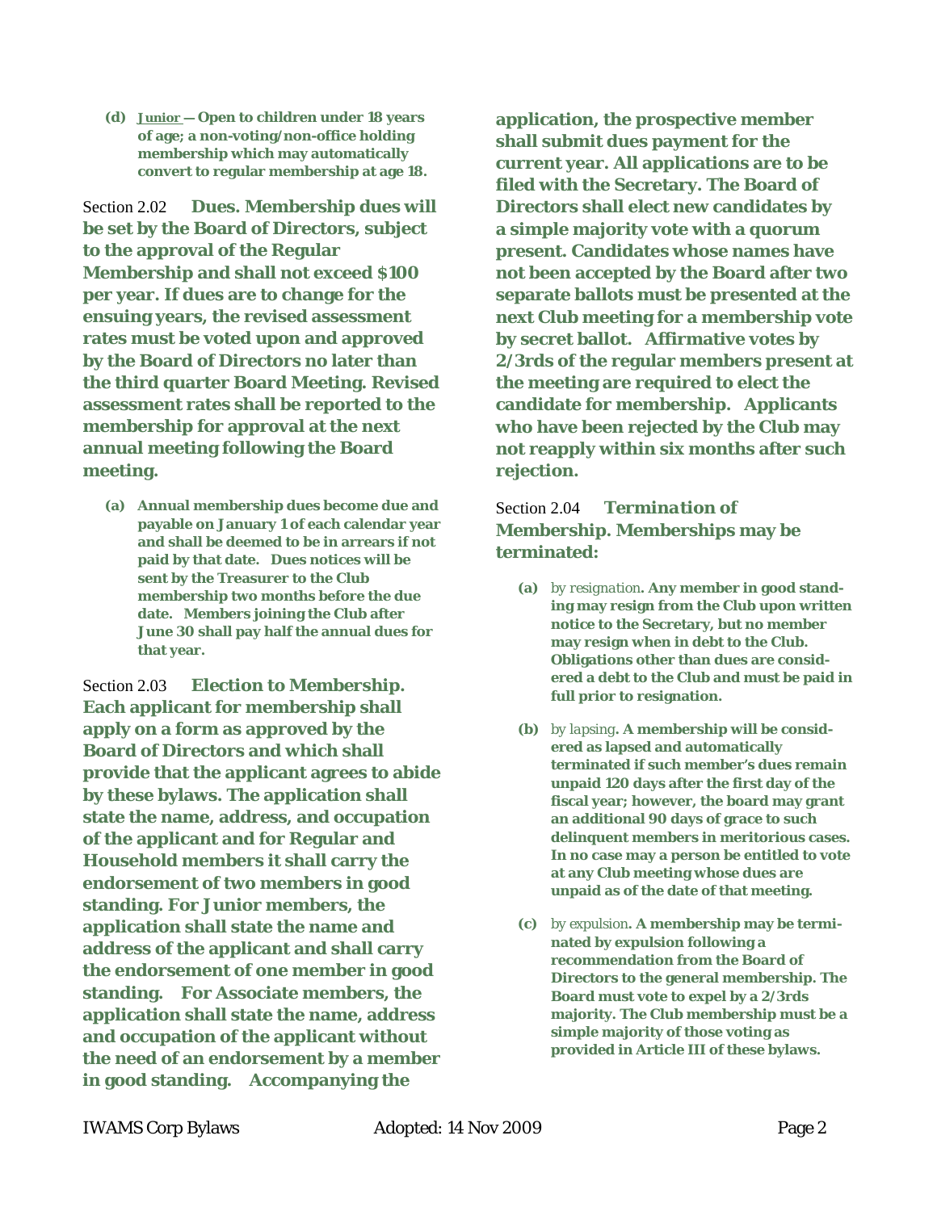(d) Junior — Open to children under 18 years of age; a non-voting/non-office holding membership which may automatically convert to regular membership at age 18.

Section 2.02 **Dues. Membership dues will be set by the Board of Directors, subject to the approval of the Regular Membership and shall not exceed $100 per year. If dues are to change for the ensuing years, the revised assessment rates must be voted upon and approved by the Board of Directors no later than the third quarter Board Meeting. Revised assessment rates shall be reported to the membership for approval at the next annual meeting following the Board meeting.**

(a) Annual membership dues become due and payable on January 1 of each calendar year and shall be deemed to be in arrears if not paid by that date. Dues notices will be sent by the Treasurer to the Club membership two months before the due date. Members joining the Club after June 30 shall pay half the annual dues for that year.

Section 2.03 **Election to Membership. Each applicant for membership shall apply on a form as approved by the Board of Directors and which shall provide that the applicant agrees to abide by these bylaws. The application shall state the name, address, and occupation of the applicant and for Regular and Household members it shall carry the endorsement of two members in good standing. For Junior members, the application shall state the name and address of the applicant and shall carry the endorsement of one member in good standing. For Associate members, the application shall state the name, address and occupation of the applicant without the need of an endorsement by a member in good standing. Accompanying the application, the prospective member shall submit dues payment for the current year. All applications are to be filed with the Secretary. The Board of Directors shall elect new candidates by a simple majority vote with a quorum present. Candidates whose names have not been accepted by the Board after two separate ballots must be presented at the next Club meeting for a membership vote by secret ballot. Affirmative votes by 2/3rds of the regular members present at the meeting are required to elect the candidate for membership. Applicants who have been rejected by the Club may not reapply within six months after such rejection.**

Section 2.04 ***Termination of Membership.* Memberships may be terminated:**

(a) by resignation. **Any member in good standing may resign from the Club upon written notice to the Secretary, but no member may resign when in debt to the Club. Obligations other than dues are considered a debt to the Club and must be paid in full prior to resignation.**

(b) by lapsing. **A membership will be considered as lapsed and automatically terminated if such member's dues remain unpaid 120 days after the first day of the fiscal year; however, the board may grant an additional 90 days of grace to such delinquent members in meritorious cases. In no case may a person be entitled to vote at any Club meeting whose dues are unpaid as of the date of that meeting.**

(c) by expulsion. **A membership may be terminated by expulsion following a recommendation from the Board of Directors to the general membership. The Board must vote to expel by a 2/3rds majority. The Club membership must be a simple majority of those voting as provided in Article III of these bylaws.**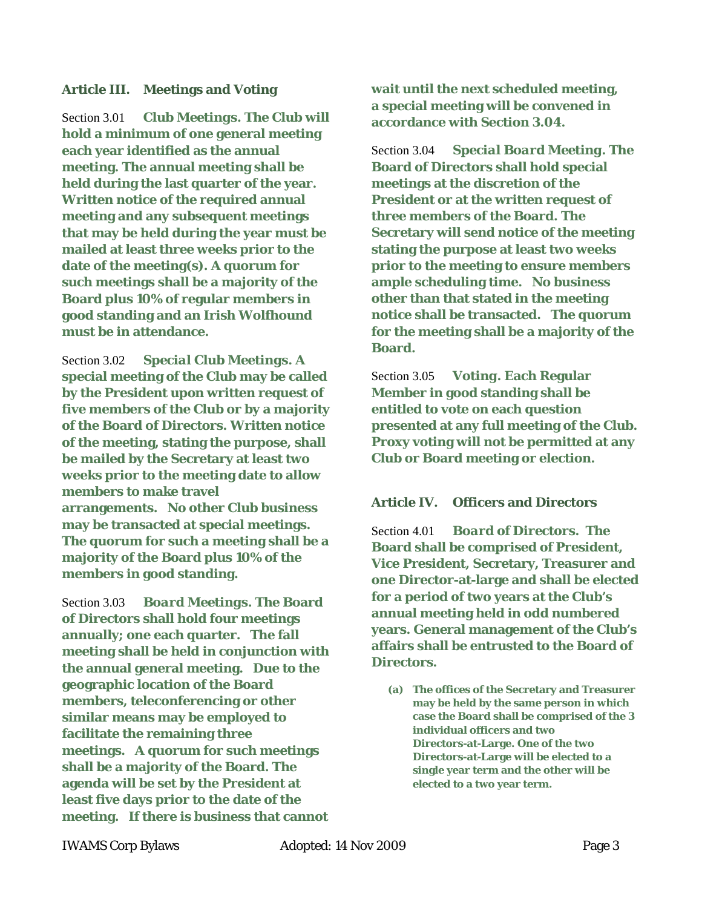## Article III. Meetings and Voting

Section 3.01 **Club Meetings. The Club will hold a minimum of one general meeting each year identified as the annual meeting. The annual meeting shall be held during the last quarter of the year. Written notice of the required annual meeting and any subsequent meetings that may be held during the year must be mailed at least three weeks prior to the date of the meeting(s). A quorum for such meetings shall be a majority of the Board plus 10% of regular members in good standing and an Irish Wolfhound must be in attendance.**

Section 3.02 ***Special Club Meetings*. A special meeting of the Club may be called by the President upon written request of five members of the Club or by a majority of the Board of Directors. Written notice of the meeting, stating the purpose, shall be mailed by the Secretary at least two weeks prior to the meeting date to allow members to make travel arrangements. No other Club business may be transacted at special meetings. The quorum for such a meeting shall be a majority of the Board plus 10% of the members in good standing.**

Section 3.03 ***Board Meetings*. The Board of Directors shall hold four meetings annually; one each quarter. The fall meeting shall be held in conjunction with the annual general meeting. Due to the geographic location of the Board members, teleconferencing or other similar means may be employed to facilitate the remaining three meetings. A quorum for such meetings shall be a majority of the Board. The agenda will be set by the President at least five days prior to the date of the meeting. If there is business that cannot wait until the next scheduled meeting, a special meeting will be convened in accordance with Section 3.04.**

Section 3.04 ***Special Board Meeting*. The Board of Directors shall hold special meetings at the discretion of the President or at the written request of three members of the Board. The Secretary will send notice of the meeting stating the purpose at least two weeks prior to the meeting to ensure members ample scheduling time. No business other than that stated in the meeting notice shall be transacted. The quorum for the meeting shall be a majority of the Board.**

Section 3.05 ***Voting*. Each Regular Member in good standing shall be entitled to vote on each question presented at any full meeting of the Club. Proxy voting will not be permitted at any Club or Board meeting or election.**

## Article IV. Officers and Directors

Section 4.01 ***Board of Directors*. The Board shall be comprised of President, Vice President, Secretary, Treasurer and one Director-at-large and shall be elected for a period of two years at the Club's annual meeting held in odd numbered years. General management of the Club's affairs shall be entrusted to the Board of Directors.**

- **(a) The offices of the Secretary and Treasurer may be held by the same person in which case the Board shall be comprised of the 3 individual officers and two Directors-at-Large. One of the two Directors-at-Large will be elected to a single year term and the other will be elected to a two year term.**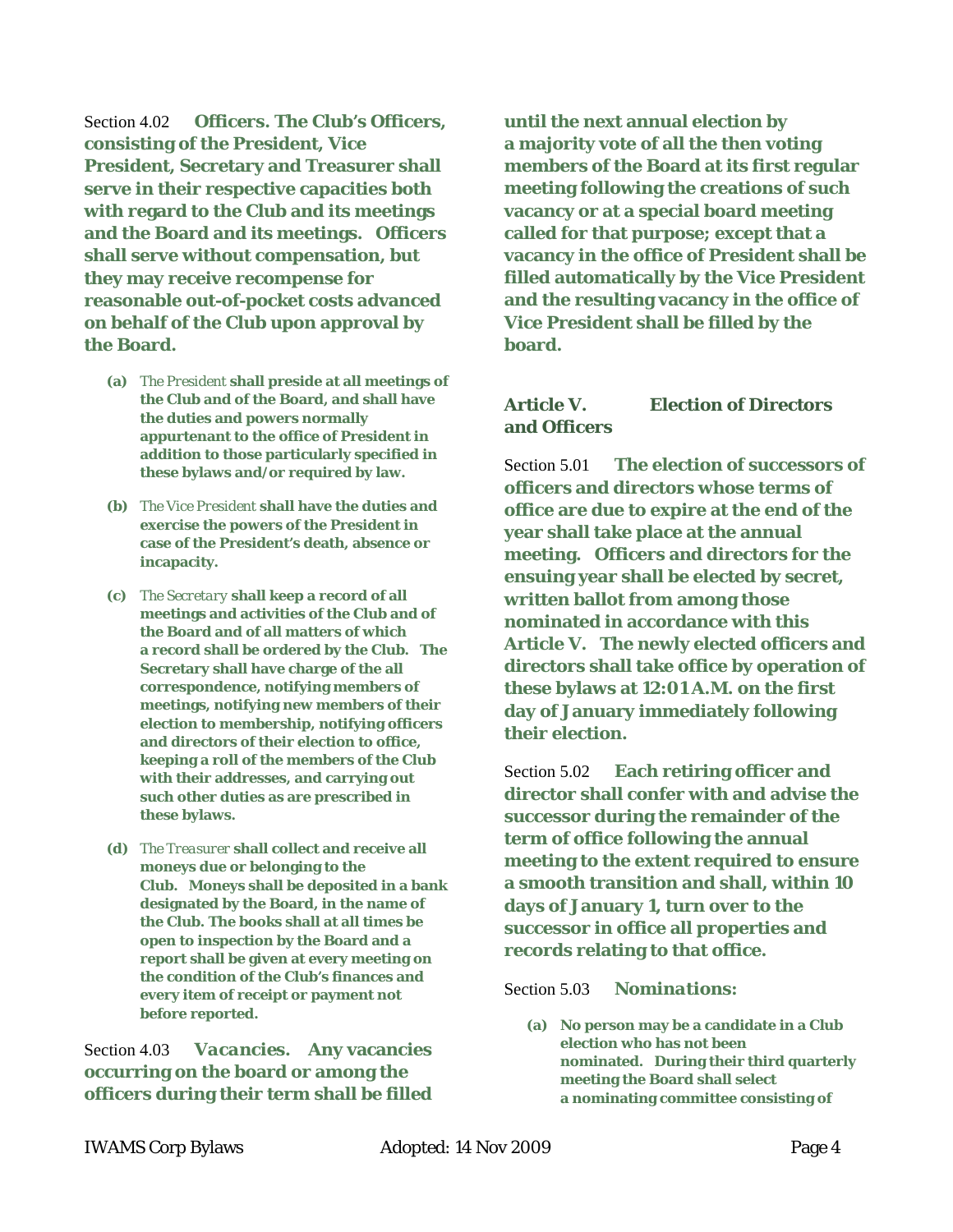Section 4.02 **Officers. The Club's Officers, consisting of the President, Vice President, Secretary and Treasurer shall serve in their respective capacities both with regard to the Club and its meetings and the Board and its meetings. Officers shall serve without compensation, but they may receive recompense for reasonable out-of-pocket costs advanced on behalf of the Club upon approval by the Board.**

- **(a)** *The President* **shall preside at all meetings of the Club and of the Board, and shall have the duties and powers normally appurtenant to the office of President in addition to those particularly specified in these bylaws and/or required by law.**
- **(b)** *The Vice President* **shall have the duties and exercise the powers of the President in case of the President's death, absence or incapacity.**
- **(c)** *The Secretary* **shall keep a record of all meetings and activities of the Club and of the Board and of all matters of which a record shall be ordered by the Club. The Secretary shall have charge of the all correspondence, notifying members of meetings, notifying new members of their election to membership, notifying officers and directors of their election to office, keeping a roll of the members of the Club with their addresses, and carrying out such other duties as are prescribed in these bylaws.**
- **(d)** *The Treasurer* **shall collect and receive all moneys due or belonging to the Club. Moneys shall be deposited in a bank designated by the Board, in the name of the Club. The books shall at all times be open to inspection by the Board and a report shall be given at every meeting on the condition of the Club's finances and every item of receipt or payment not before reported.**

Section 4.03 ***Vacancies.*** **Any vacancies occurring on the board or among the officers during their term shall be filled until the next annual election by a majority vote of all the then voting members of the Board at its first regular meeting following the creations of such vacancy or at a special board meeting called for that purpose; except that a vacancy in the office of President shall be filled automatically by the Vice President and the resulting vacancy in the office of Vice President shall be filled by the board.**

## Article V. Election of Directors and Officers

Section 5.01 **The election of successors of officers and directors whose terms of office are due to expire at the end of the year shall take place at the annual meeting. Officers and directors for the ensuing year shall be elected by secret, written ballot from among those nominated in accordance with this Article V. The newly elected officers and directors shall take office by operation of these bylaws at 12:01A.M. on the first day of January immediately following their election.**

Section 5.02 **Each retiring officer and director shall confer with and advise the successor during the remainder of the term of office following the annual meeting to the extent required to ensure a smooth transition and shall, within 10 days of January 1, turn over to the successor in office all properties and records relating to that office.**

Section 5.03 ***Nominations:***

- **(a) No person may be a candidate in a Club election who has not been nominated. During their third quarterly meeting the Board shall select a nominating committee consisting of**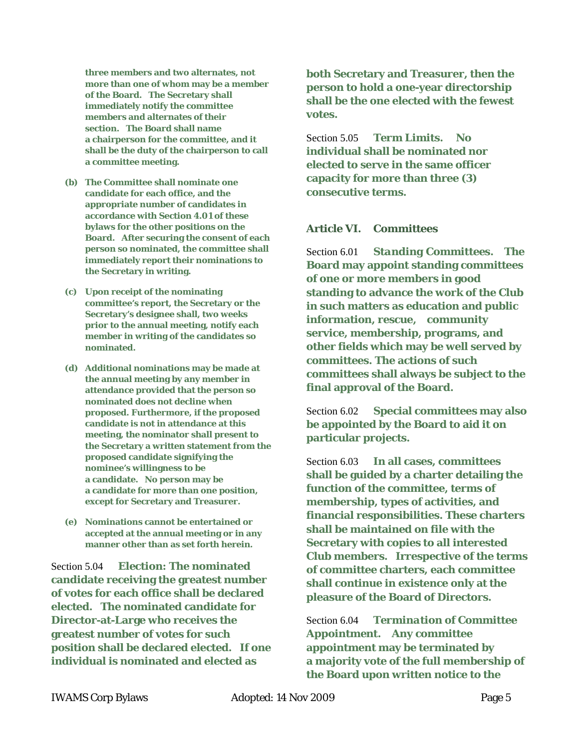**three members and two alternates, not more than one of whom may be a member of the Board. The Secretary shall immediately notify the committee members and alternates of their section. The Board shall name a chairperson for the committee, and it shall be the duty of the chairperson to call a committee meeting.**

**(b) The Committee shall nominate one candidate for each office, and the appropriate number of candidates in accordance with Section 4.01 of these bylaws for the other positions on the Board. After securing the consent of each person so nominated, the committee shall immediately report their nominations to the Secretary in writing.**

**(c) Upon receipt of the nominating committee's report, the Secretary or the Secretary's designee shall, two weeks prior to the annual meeting, notify each member in writing of the candidates so nominated.**

**(d) Additional nominations may be made at the annual meeting by any member in attendance provided that the person so nominated does not decline when proposed. Furthermore, if the proposed candidate is not in attendance at this meeting, the nominator shall present to the Secretary a written statement from the proposed candidate signifying the nominee's willingness to be a candidate. No person may be a candidate for more than one position, except for Secretary and Treasurer.**

**(e) Nominations cannot be entertained or accepted at the annual meeting or in any manner other than as set forth herein.**

Section 5.04 **Election: The nominated candidate receiving the greatest number of votes for each office shall be declared elected. The nominated candidate for Director-at-Large who receives the greatest number of votes for such position shall be declared elected. If one individual is nominated and elected as both Secretary and Treasurer, then the person to hold a one-year directorship shall be the one elected with the fewest votes.**

Section 5.05 ***Term Limits.*** **No individual shall be nominated nor elected to serve in the same officer capacity for more than three (3) consecutive terms.**

## Article VI. Committees

Section 6.01 ***Standing Committees.*** **The Board may appoint standing committees of one or more members in good standing to advance the work of the Club in such matters as education and public information, rescue, community service, membership, programs, and other fields which may be well served by committees. The actions of such committees shall always be subject to the final approval of the Board.**

Section 6.02 **Special committees may also be appointed by the Board to aid it on particular projects.**

Section 6.03 **In all cases, committees shall be guided by a charter detailing the function of the committee, terms of membership, types of activities, and financial responsibilities. These charters shall be maintained on file with the Secretary with copies to all interested Club members. Irrespective of the terms of committee charters, each committee shall continue in existence only at the pleasure of the Board of Directors.**

Section 6.04 ***Termination of Committee Appointment.*** **Any committee appointment may be terminated by a majority vote of the full membership of the Board upon written notice to the**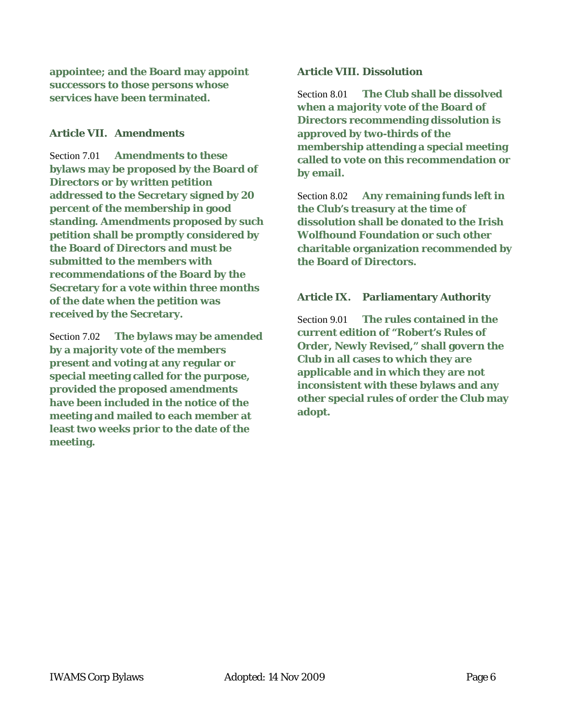appointee; and the Board may appoint successors to those persons whose services have been terminated.

## Article VII. Amendments

Section 7.01 **Amendments to these bylaws may be proposed by the Board of Directors or by written petition addressed to the Secretary signed by 20 percent of the membership in good standing. Amendments proposed by such petition shall be promptly considered by the Board of Directors and must be submitted to the members with recommendations of the Board by the Secretary for a vote within three months of the date when the petition was received by the Secretary.**

Section 7.02 **The bylaws may be amended by a majority vote of the members present and voting at any regular or special meeting called for the purpose, provided the proposed amendments have been included in the notice of the meeting and mailed to each member at least two weeks prior to the date of the meeting.**

## Article VIII. Dissolution

Section 8.01 **The Club shall be dissolved when a majority vote of the Board of Directors recommending dissolution is approved by two-thirds of the membership attending a special meeting called to vote on this recommendation or by email.**

Section 8.02 **Any remaining funds left in the Club's treasury at the time of dissolution shall be donated to the Irish Wolfhound Foundation or such other charitable organization recommended by the Board of Directors.**

## Article IX. Parliamentary Authority

Section 9.01 **The rules contained in the current edition of "Robert's Rules of Order, Newly Revised," shall govern the Club in all cases to which they are applicable and in which they are not inconsistent with these bylaws and any other special rules of order the Club may adopt.**